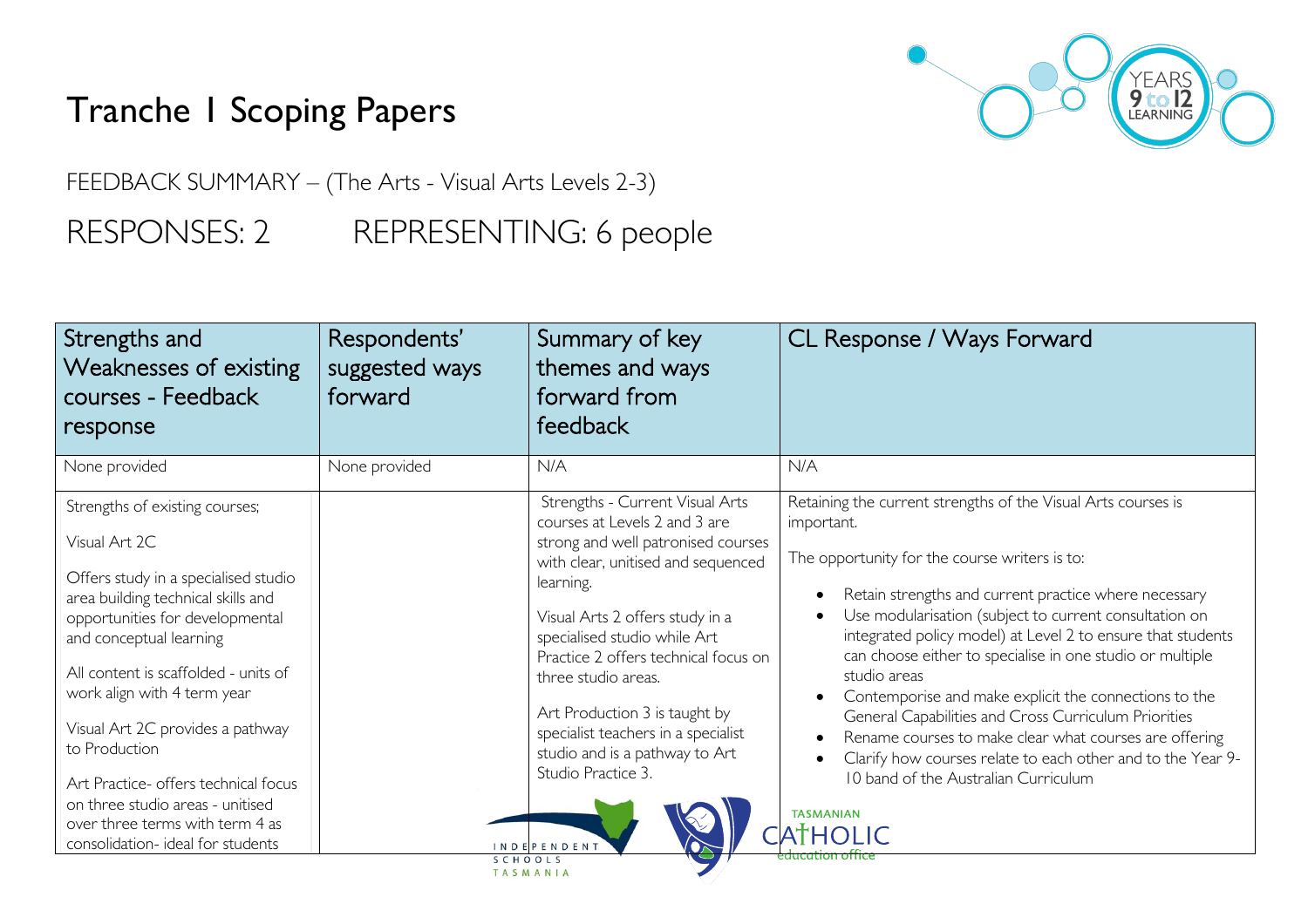# Tranche 1 Scoping Papers

FEEDBACK SUMMARY – (The Arts - Visual Arts Levels 2-3)

## RESPONSES: 2 REPRESENTING: 6 people

| Strengths and Weaknesses of existing courses - Feedback response | Respondents' suggested ways forward | Summary of key themes and ways forward from feedback | CL Response / Ways Forward |
|---|---|---|---|
| None provided | None provided | N/A | N/A |
| Strengths of existing courses;<br><br>Visual Art 2C<br><br>Offers study in a specialised studio area building technical skills and opportunities for developmental and conceptual learning<br><br>All content is scaffolded - units of work align with 4 term year<br><br>Visual Art 2C provides a pathway to Production<br><br>Art Practice- offers technical focus on three studio areas - unitised over three terms with term 4 as consolidation- ideal for students | | Strengths - Current Visual Arts courses at Levels 2 and 3 are strong and well patronised courses with clear, unitised and sequenced learning.<br><br>Visual Arts 2 offers study in a specialised studio while Art Practice 2 offers technical focus on three studio areas.<br><br>Art Production 3 is taught by specialist teachers in a specialist studio and is a pathway to Art Studio Practice 3. | Retaining the current strengths of the Visual Arts courses is important.<br><br>The opportunity for the course writers is to:<br><br>• Retain strengths and current practice where necessary<br>• Use modularisation (subject to current consultation on integrated policy model) at Level 2 to ensure that students can choose either to specialise in one studio or multiple studio areas<br>• Contemporise and make explicit the connections to the General Capabilities and Cross Curriculum Priorities<br>• Rename courses to make clear what courses are offering<br>• Clarify how courses relate to each other and to the Year 9-10 band of the Australian Curriculum |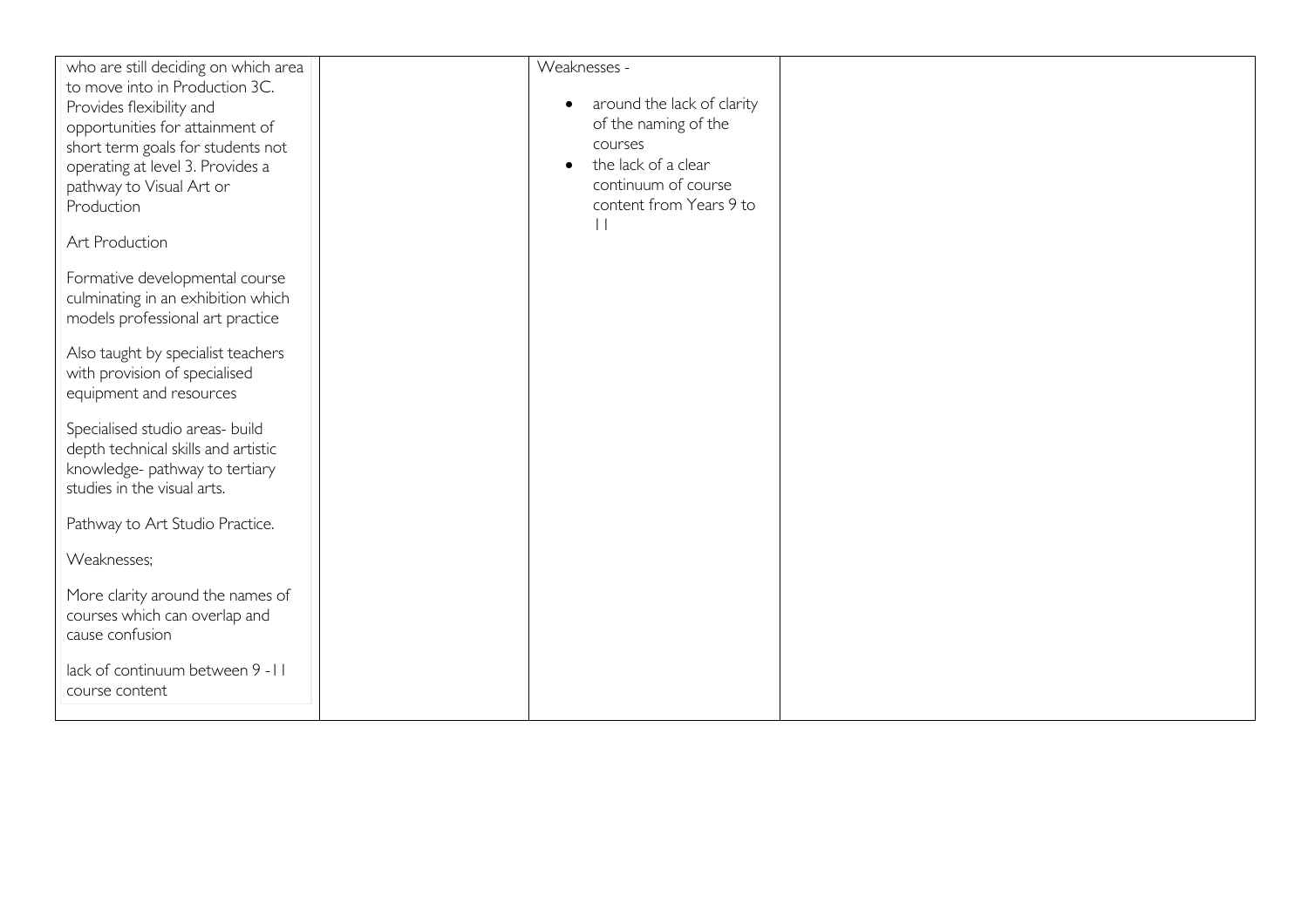| | | | |
|---|---|---|---|
| who are still deciding on which area to move into in Production 3C. Provides flexibility and opportunities for attainment of short term goals for students not operating at level 3. Provides a pathway to Visual Art or Production<br><br>Art Production<br><br>Formative developmental course culminating in an exhibition which models professional art practice<br><br>Also taught by specialist teachers with provision of specialised equipment and resources<br><br>Specialised studio areas- build depth technical skills and artistic knowledge- pathway to tertiary studies in the visual arts.<br><br>Pathway to Art Studio Practice.<br><br>Weaknesses;<br><br>More clarity around the names of courses which can overlap and cause confusion<br><br>lack of continuum between 9 -11 course content | | Weaknesses -<br><br>• around the lack of clarity of the naming of the courses<br>• the lack of a clear continuum of course content from Years 9 to 11 | |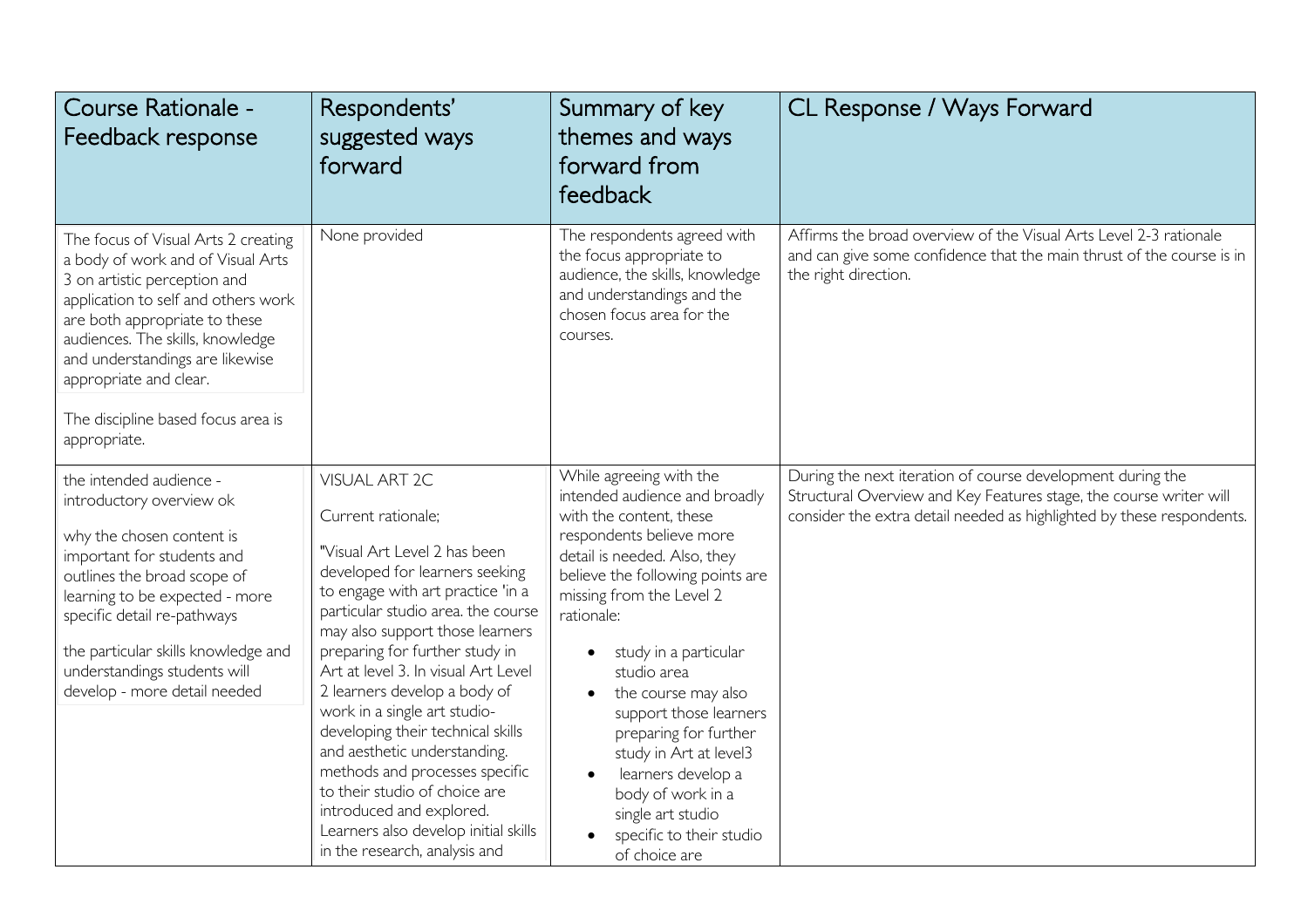| Course Rationale - Feedback response | Respondents' suggested ways forward | Summary of key themes and ways forward from feedback | CL Response / Ways Forward |
|---|---|---|---|
| The focus of Visual Arts 2 creating a body of work and of Visual Arts 3 on artistic perception and application to self and others work are both appropriate to these audiences. The skills, knowledge and understandings are likewise appropriate and clear.<br><br>The discipline based focus area is appropriate. | None provided | The respondents agreed with the focus appropriate to audience, the skills, knowledge and understandings and the chosen focus area for the courses. | Affirms the broad overview of the Visual Arts Level 2-3 rationale and can give some confidence that the main thrust of the course is in the right direction. |
| the intended audience - introductory overview ok<br><br>why the chosen content is important for students and outlines the broad scope of learning to be expected - more specific detail re-pathways<br><br>the particular skills knowledge and understandings students will develop - more detail needed | VISUAL ART 2C<br><br>Current rationale;<br><br>"Visual Art Level 2 has been developed for learners seeking to engage with art practice 'in a particular studio area. the course may also support those learners preparing for further study in Art at level 3. In visual Art Level 2 learners develop a body of work in a single art studio- developing their technical skills and aesthetic understanding. methods and processes specific to their studio of choice are introduced and explored. Learners also develop initial skills in the research, analysis and | While agreeing with the intended audience and broadly with the content, these respondents believe more detail is needed. Also, they believe the following points are missing from the Level 2 rationale:<br><br>• study in a particular studio area<br>• the course may also support those learners preparing for further study in Art at level3<br>• learners develop a body of work in a single art studio<br>• specific to their studio of choice are | During the next iteration of course development during the Structural Overview and Key Features stage, the course writer will consider the extra detail needed as highlighted by these respondents. |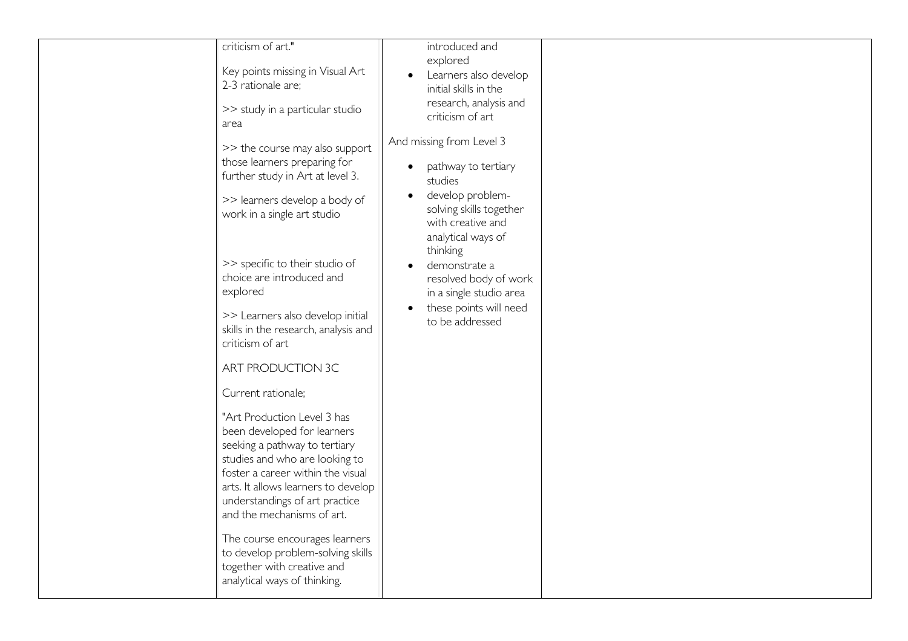| | | | |
|---|---|---|---|
| | criticism of art."<br><br>Key points missing in Visual Art 2-3 rationale are;<br><br>>> study in a particular studio area<br><br>>> the course may also support those learners preparing for further study in Art at level 3.<br><br>>> learners develop a body of work in a single art studio<br><br>>> specific to their studio of choice are introduced and explored<br><br>>> Learners also develop initial skills in the research, analysis and criticism of art<br><br>ART PRODUCTION 3C<br><br>Current rationale;<br><br>"Art Production Level 3 has been developed for learners seeking a pathway to tertiary studies and who are looking to foster a career within the visual arts. It allows learners to develop understandings of art practice and the mechanisms of art.<br><br>The course encourages learners to develop problem-solving skills together with creative and analytical ways of thinking. | introduced and explored<br>• Learners also develop initial skills in the research, analysis and criticism of art<br><br>And missing from Level 3<br><br>• pathway to tertiary studies<br>• develop problem-solving skills together with creative and analytical ways of thinking<br>• demonstrate a resolved body of work in a single studio area<br>• these points will need to be addressed | |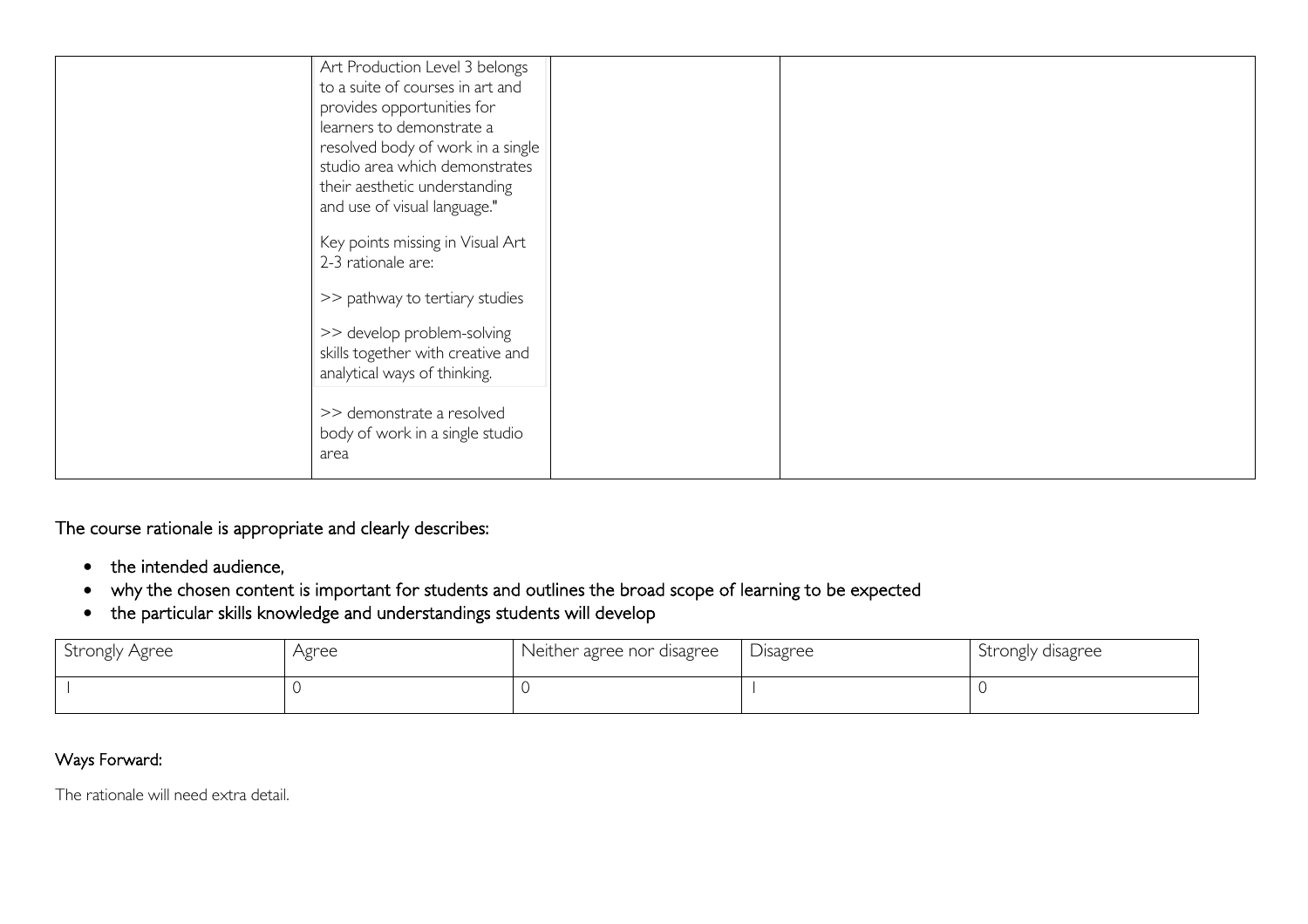| | | | |
|---|---|---|---|
| | Art Production Level 3 belongs to a suite of courses in art and provides opportunities for learners to demonstrate a resolved body of work in a single studio area which demonstrates their aesthetic understanding and use of visual language."<br><br>Key points missing in Visual Art 2-3 rationale are:<br><br>>> pathway to tertiary studies<br><br>>> develop problem-solving skills together with creative and analytical ways of thinking.<br><br>>> demonstrate a resolved body of work in a single studio area | | |

The course rationale is appropriate and clearly describes:

- the intended audience,
- why the chosen content is important for students and outlines the broad scope of learning to be expected
- the particular skills knowledge and understandings students will develop

| Strongly Agree | Agree | Neither agree nor disagree | Disagree | Strongly disagree |
|---|---|---|---|---|
| 1 | 0 | 0 | 1 | 0 |

Ways Forward:

The rationale will need extra detail.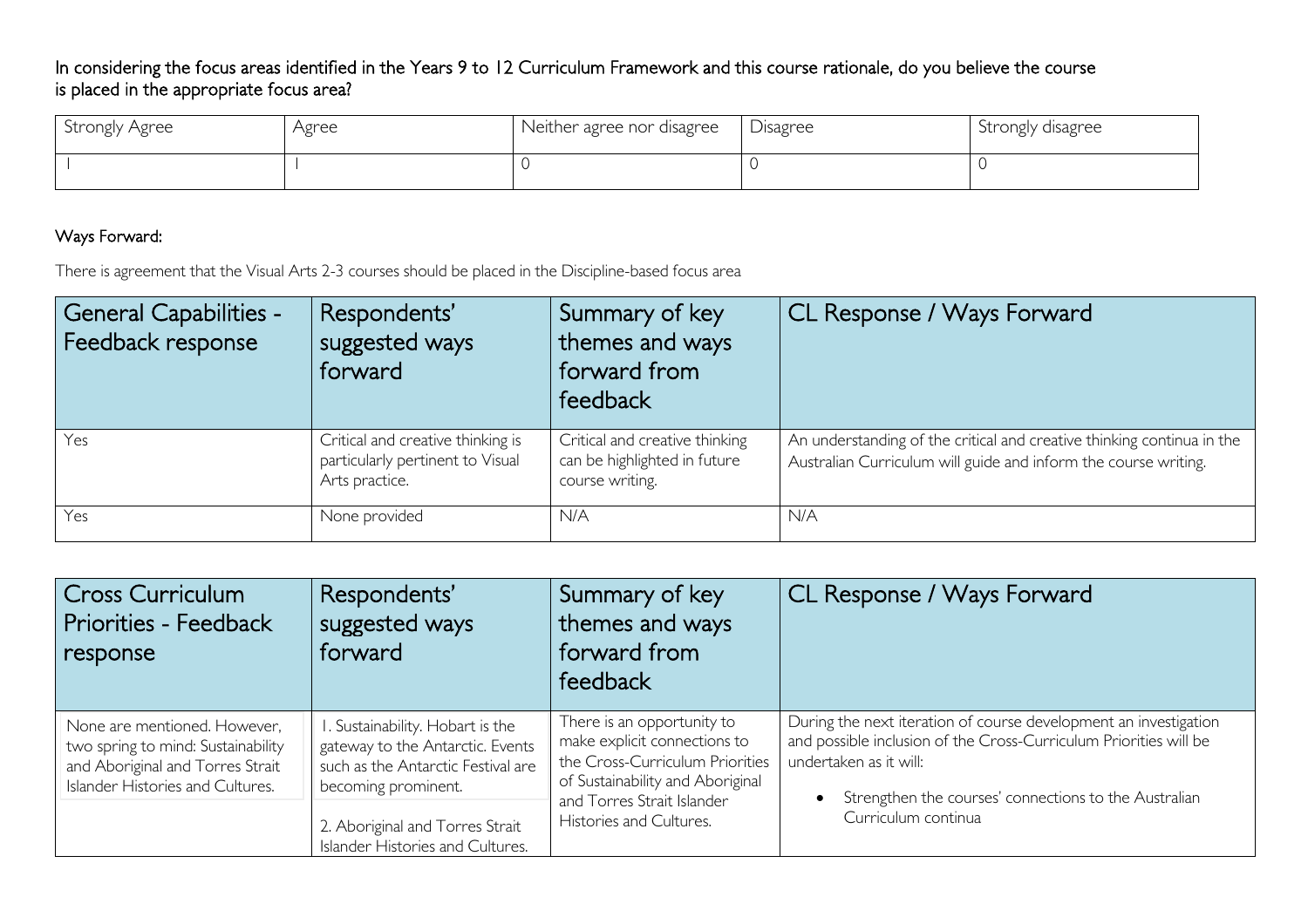In considering the focus areas identified in the Years 9 to 12 Curriculum Framework and this course rationale, do you believe the course is placed in the appropriate focus area?

| Strongly Agree | Agree | Neither agree nor disagree | Disagree | Strongly disagree |
|---|---|---|---|---|
| 1 | 1 | 0 | 0 | 0 |

Ways Forward:

There is agreement that the Visual Arts 2-3 courses should be placed in the Discipline-based focus area

| General Capabilities - Feedback response | Respondents' suggested ways forward | Summary of key themes and ways forward from feedback | CL Response / Ways Forward |
|---|---|---|---|
| Yes | Critical and creative thinking is particularly pertinent to Visual Arts practice. | Critical and creative thinking can be highlighted in future course writing. | An understanding of the critical and creative thinking continua in the Australian Curriculum will guide and inform the course writing. |
| Yes | None provided | N/A | N/A |

| Cross Curriculum Priorities - Feedback response | Respondents' suggested ways forward | Summary of key themes and ways forward from feedback | CL Response / Ways Forward |
|---|---|---|---|
| None are mentioned. However, two spring to mind: Sustainability and Aboriginal and Torres Strait Islander Histories and Cultures. | 1. Sustainability. Hobart is the gateway to the Antarctic. Events such as the Antarctic Festival are becoming prominent.<br><br>2. Aboriginal and Torres Strait Islander Histories and Cultures. | There is an opportunity to make explicit connections to the Cross-Curriculum Priorities of Sustainability and Aboriginal and Torres Strait Islander Histories and Cultures. | During the next iteration of course development an investigation and possible inclusion of the Cross-Curriculum Priorities will be undertaken as it will:<br><br>• Strengthen the courses' connections to the Australian Curriculum continua |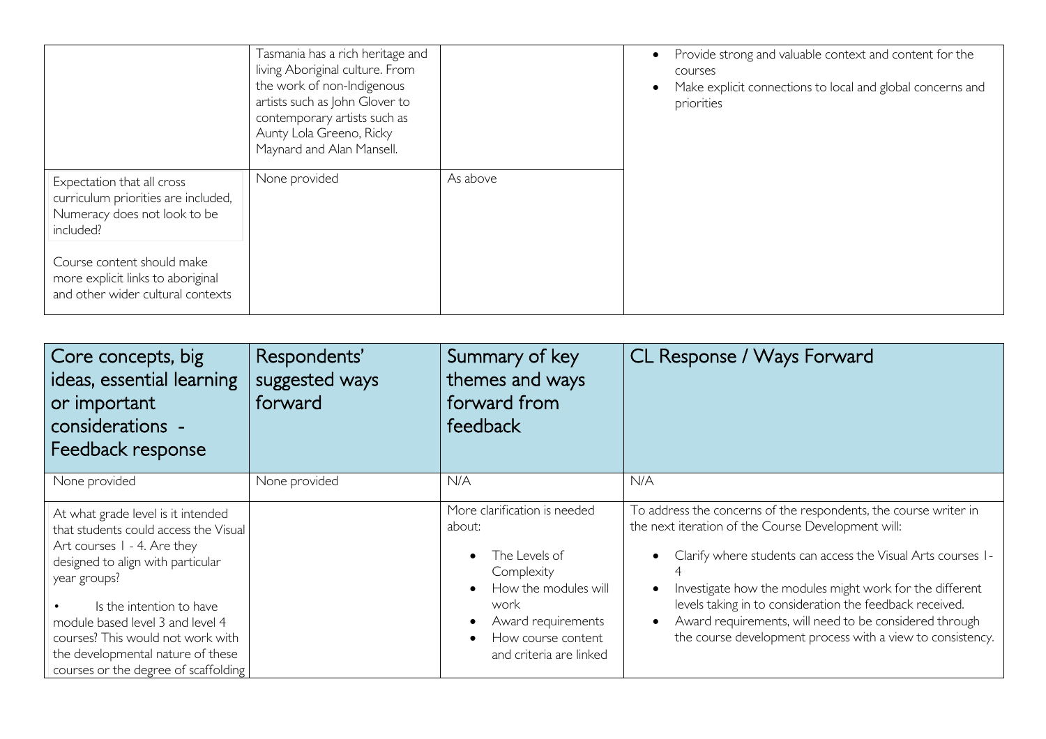| | | | |
|---|---|---|---|
| | Tasmania has a rich heritage and living Aboriginal culture. From the work of non-Indigenous artists such as John Glover to contemporary artists such as Aunty Lola Greeno, Ricky Maynard and Alan Mansell. | | • Provide strong and valuable context and content for the courses<br>• Make explicit connections to local and global concerns and priorities |
| Expectation that all cross curriculum priorities are included, Numeracy does not look to be included?<br><br>Course content should make more explicit links to aboriginal and other wider cultural contexts | None provided | As above | |

| Core concepts, big ideas, essential learning or important considerations - Feedback response | Respondents' suggested ways forward | Summary of key themes and ways forward from feedback | CL Response / Ways Forward |
|---|---|---|---|
| None provided | None provided | N/A | N/A |
| At what grade level is it intended that students could access the Visual Art courses 1 - 4. Are they designed to align with particular year groups?<br><br>• Is the intention to have module based level 3 and level 4 courses? This would not work with the developmental nature of these courses or the degree of scaffolding | | More clarification is needed about:<br>• The Levels of Complexity<br>• How the modules will work<br>• Award requirements<br>• How course content and criteria are linked | To address the concerns of the respondents, the course writer in the next iteration of the Course Development will:<br>• Clarify where students can access the Visual Arts courses 1-4<br>• Investigate how the modules might work for the different levels taking in to consideration the feedback received.<br>• Award requirements, will need to be considered through the course development process with a view to consistency. |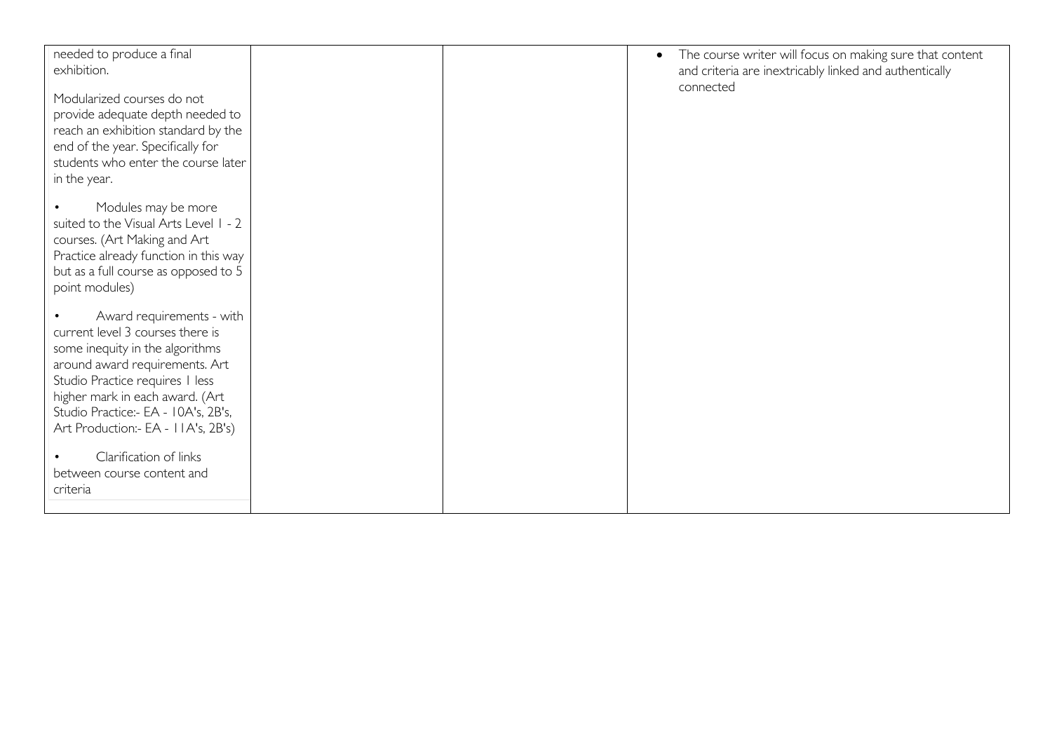| | | | |
|---|---|---|---|
| needed to produce a final exhibition.<br><br>Modularized courses do not provide adequate depth needed to reach an exhibition standard by the end of the year. Specifically for students who enter the course later in the year.<br><br>• Modules may be more suited to the Visual Arts Level 1 - 2 courses. (Art Making and Art Practice already function in this way but as a full course as opposed to 5 point modules)<br><br>• Award requirements - with current level 3 courses there is some inequity in the algorithms around award requirements. Art Studio Practice requires 1 less higher mark in each award. (Art Studio Practice:- EA - 10A's, 2B's, Art Production:- EA - 11A's, 2B's)<br><br>• Clarification of links between course content and criteria | | | • The course writer will focus on making sure that content and criteria are inextricably linked and authentically connected |